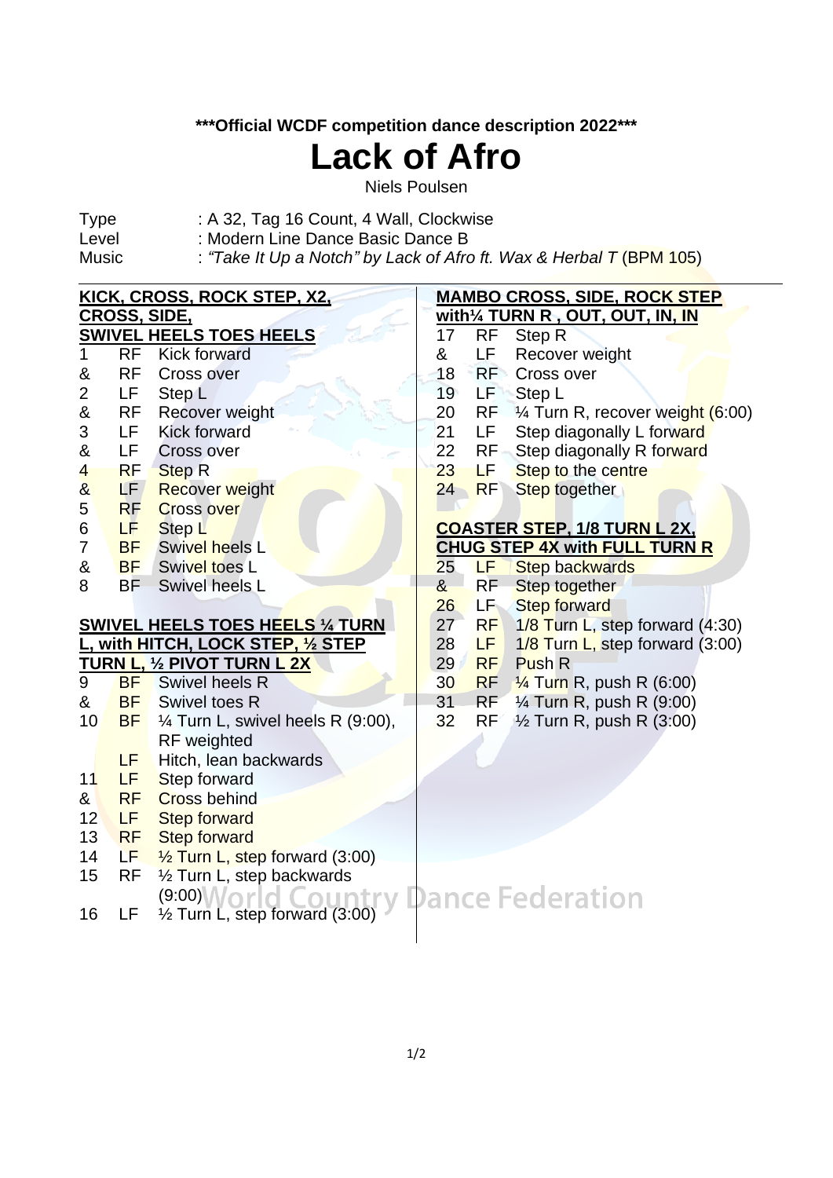***Official WCDF competition dance description 2022***

# Lack of Afro

Niels Poulsen

| | |
|---|---|
| Type | : A 32, Tag 16 Count, 4 Wall, Clockwise |
| Level | : Modern Line Dance Basic Dance B |
| Music | : *"Take It Up a Notch" by Lack of Afro ft. Wax & Herbal T* (BPM 105) |

**KICK, CROSS, ROCK STEP, X2, CROSS, SIDE, SWIVEL HEELS TOES HEELS**

| | | |
|---|---|---|
| 1 | RF | Kick forward |
| & | RF | Cross over |
| 2 | LF | Step L |
| & | RF | Recover weight |
| 3 | LF | Kick forward |
| & | LF | Cross over |
| 4 | RF | Step R |
| & | LF | Recover weight |
| 5 | RF | Cross over |
| 6 | LF | Step L |
| 7 | BF | Swivel heels L |
| & | BF | Swivel toes L |
| 8 | BF | Swivel heels L |

**SWIVEL HEELS TOES HEELS ¼ TURN L, with HITCH, LOCK STEP, ½ STEP TURN L, ½ PIVOT TURN L 2X**

| | | |
|---|---|---|
| 9 | BF | Swivel heels R |
| & | BF | Swivel toes R |
| 10 | BF | ¼ Turn L, swivel heels R (9:00), RF weighted |
| | LF | Hitch, lean backwards |
| 11 | LF | Step forward |
| & | RF | Cross behind |
| 12 | LF | Step forward |
| 13 | RF | Step forward |
| 14 | LF | ½ Turn L, step forward (3:00) |
| 15 | RF | ½ Turn L, step backwards (9:00) |
| 16 | LF | ½ Turn L, step forward (3:00) |

**MAMBO CROSS, SIDE, ROCK STEP with¼ TURN R , OUT, OUT, IN, IN**

| | | |
|---|---|---|
| 17 | RF | Step R |
| & | LF | Recover weight |
| 18 | RF | Cross over |
| 19 | LF | Step L |
| 20 | RF | ¼ Turn R, recover weight (6:00) |
| 21 | LF | Step diagonally L forward |
| 22 | RF | Step diagonally R forward |
| 23 | LF | Step to the centre |
| 24 | RF | Step together |

**COASTER STEP, 1/8 TURN L 2X, CHUG STEP 4X with FULL TURN R**

| | | |
|---|---|---|
| 25 | LF | Step backwards |
| & | RF | Step together |
| 26 | LF | Step forward |
| 27 | RF | 1/8 Turn L, step forward (4:30) |
| 28 | LF | 1/8 Turn L, step forward (3:00) |
| 29 | RF | Push R |
| 30 | RF | ¼ Turn R, push R (6:00) |
| 31 | RF | ¼ Turn R, push R (9:00) |
| 32 | RF | ½ Turn R, push R (3:00) |

World Country Dance Federation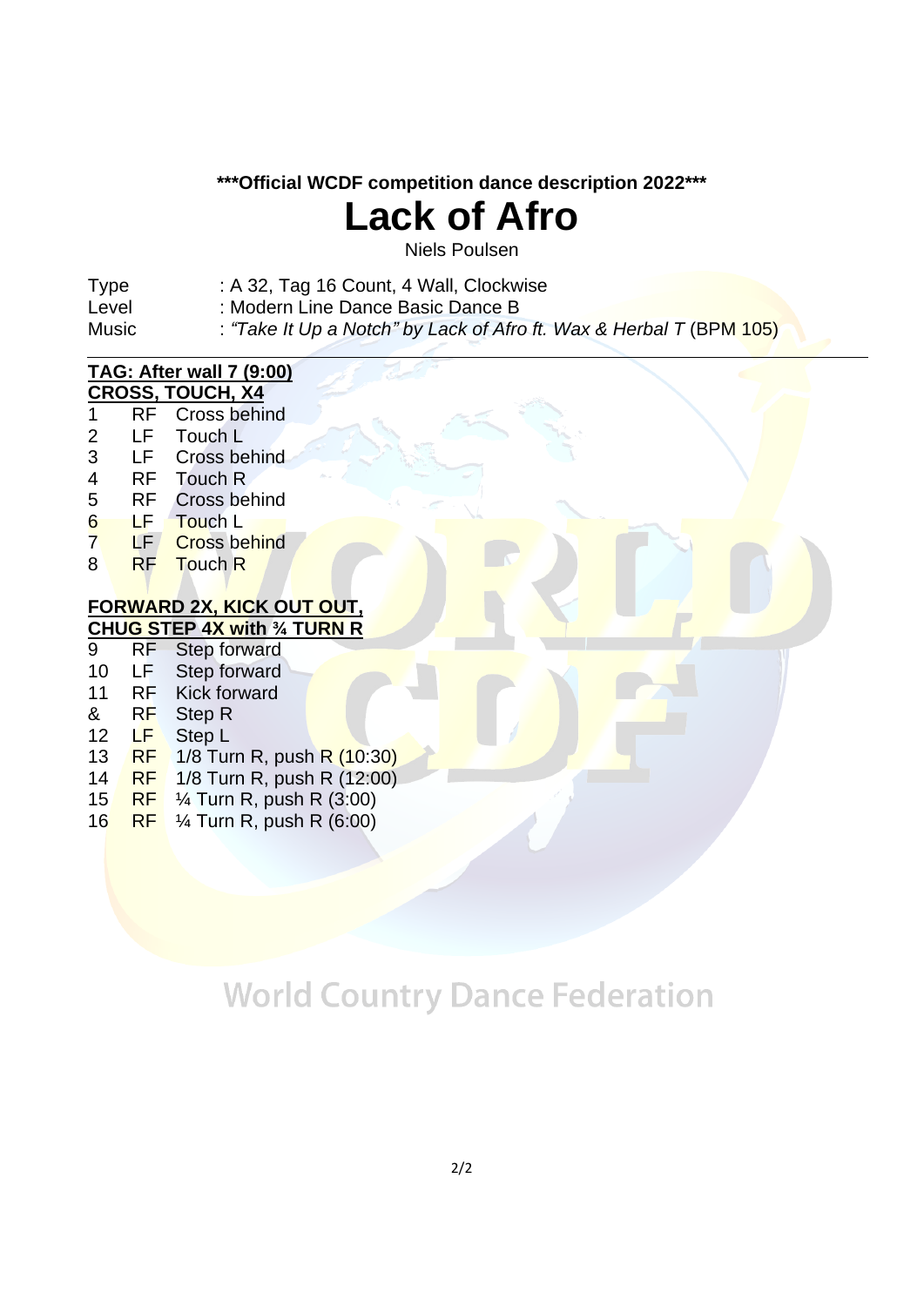**\*\*\*Official WCDF competition dance description 2022\*\*\***

# Lack of Afro

Niels Poulsen

| | |
|---|---|
| Type | : A 32, Tag 16 Count, 4 Wall, Clockwise |
| Level | : Modern Line Dance Basic Dance B |
| Music | : *"Take It Up a Notch" by Lack of Afro ft. Wax & Herbal T* (BPM 105) |

---

**TAG: After wall 7 (9:00)**

**CROSS, TOUCH, X4**

| | | |
|---|---|---|
| 1 | RF | Cross behind |
| 2 | LF | Touch L |
| 3 | LF | Cross behind |
| 4 | RF | Touch R |
| 5 | RF | Cross behind |
| 6 | LF | Touch L |
| 7 | LF | Cross behind |
| 8 | RF | Touch R |

**FORWARD 2X, KICK OUT OUT, CHUG STEP 4X with ¾ TURN R**

| | | |
|---|---|---|
| 9 | RF | Step forward |
| 10 | LF | Step forward |
| 11 | RF | Kick forward |
| & | RF | Step R |
| 12 | LF | Step L |
| 13 | RF | 1/8 Turn R, push R (10:30) |
| 14 | RF | 1/8 Turn R, push R (12:00) |
| 15 | RF | ¼ Turn R, push R (3:00) |
| 16 | RF | ¼ Turn R, push R (6:00) |